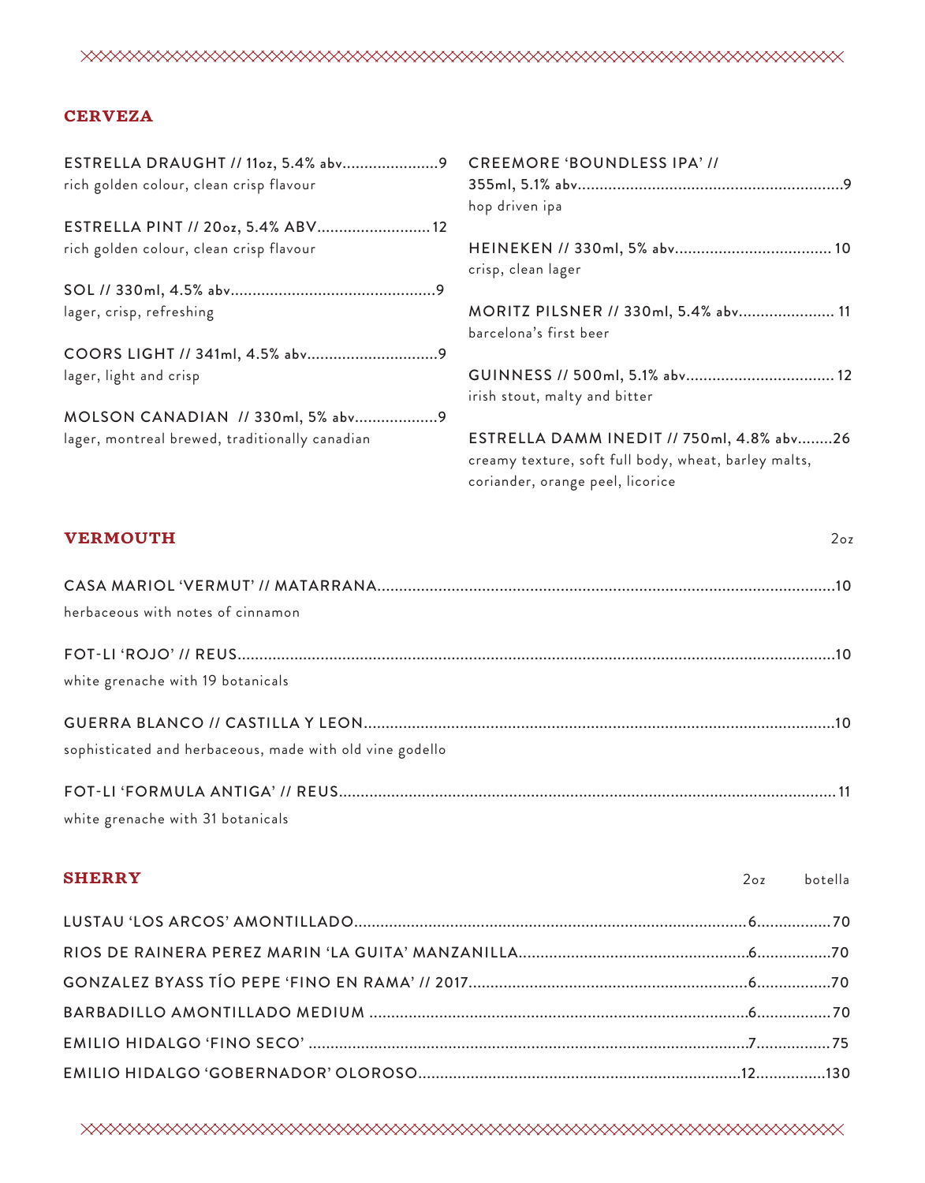## CERVEZA

ESTRELLA DRAUGHT // 11oz, 5.4% abv......................9
rich golden colour, clean crisp flavour

ESTRELLA PINT // 20oz, 5.4% ABV..........................12
rich golden colour, clean crisp flavour

SOL // 330ml, 4.5% abv...............................................9
lager, crisp, refreshing

COORS LIGHT // 341ml, 4.5% abv..............................9
lager, light and crisp

MOLSON CANADIAN // 330ml, 5% abv...................9
lager, montreal brewed, traditionally canadian

CREEMORE 'BOUNDLESS IPA' // 355ml, 5.1% abv.............................................................9
hop driven ipa

HEINEKEN // 330ml, 5% abv.................................... 10
crisp, clean lager

MORITZ PILSNER // 330ml, 5.4% abv...................... 11
barcelona's first beer

GUINNESS // 500ml, 5.1% abv.................................. 12
irish stout, malty and bitter

ESTRELLA DAMM INEDIT // 750ml, 4.8% abv........26
creamy texture, soft full body, wheat, barley malts, coriander, orange peel, licorice

## VERMOUTH

| | 2oz |
|---|---|
| CASA MARIOL 'VERMUT' // MATARRANA<br>herbaceous with notes of cinnamon | 10 |
| FOT-LI 'ROJO' // REUS<br>white grenache with 19 botanicals | 10 |
| GUERRA BLANCO // CASTILLA Y LEON<br>sophisticated and herbaceous, made with old vine godello | 10 |
| FOT-LI 'FORMULA ANTIGA' // REUS<br>white grenache with 31 botanicals | 11 |

## SHERRY

| | 2oz | botella |
|---|---|---|
| LUSTAU 'LOS ARCOS' AMONTILLADO | 6 | 70 |
| RIOS DE RAINERA PEREZ MARIN 'LA GUITA' MANZANILLA | 6 | 70 |
| GONZALEZ BYASS TÍO PEPE 'FINO EN RAMA' // 2017 | 6 | 70 |
| BARBADILLO AMONTILLADO MEDIUM | 6 | 70 |
| EMILIO HIDALGO 'FINO SECO' | 7 | 75 |
| EMILIO HIDALGO 'GOBERNADOR' OLOROSO | 12 | 130 |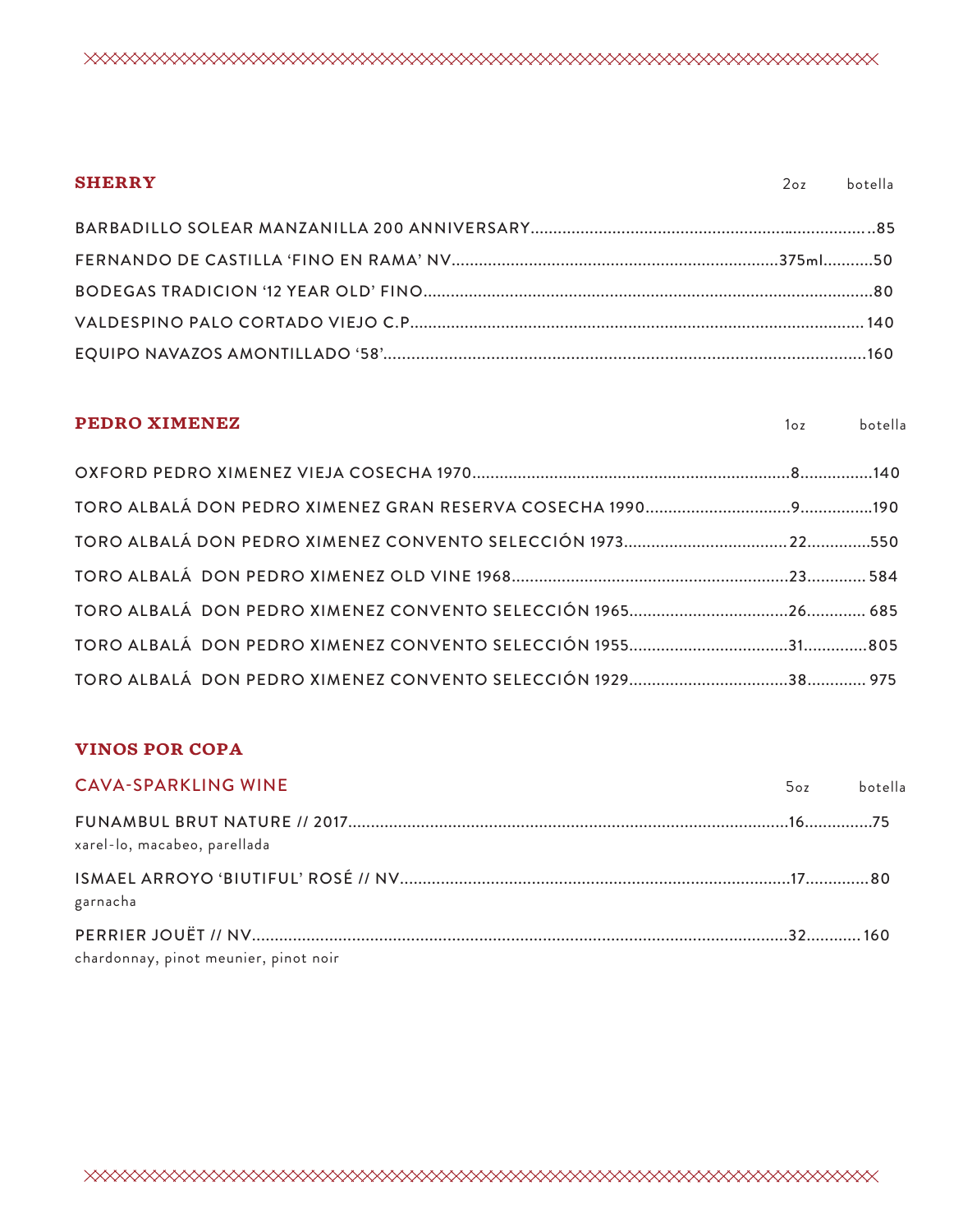## SHERRY

| | 2oz | botella |
|---|---|---|
| BARBADILLO SOLEAR MANZANILLA 200 ANNIVERSARY | | 85 |
| FERNANDO DE CASTILLA 'FINO EN RAMA' NV | 375ml | 50 |
| BODEGAS TRADICION '12 YEAR OLD' FINO | | 80 |
| VALDESPINO PALO CORTADO VIEJO C.P | | 140 |
| EQUIPO NAVAZOS AMONTILLADO '58' | | 160 |

## PEDRO XIMENEZ

| | 1oz | botella |
|---|---|---|
| OXFORD PEDRO XIMENEZ VIEJA COSECHA 1970 | 8 | 140 |
| TORO ALBALÁ DON PEDRO XIMENEZ GRAN RESERVA COSECHA 1990 | 9 | 190 |
| TORO ALBALÁ DON PEDRO XIMENEZ CONVENTO SELECCIÓN 1973 | 22 | 550 |
| TORO ALBALÁ DON PEDRO XIMENEZ OLD VINE 1968 | 23 | 584 |
| TORO ALBALÁ DON PEDRO XIMENEZ CONVENTO SELECCIÓN 1965 | 26 | 685 |
| TORO ALBALÁ DON PEDRO XIMENEZ CONVENTO SELECCIÓN 1955 | 31 | 805 |
| TORO ALBALÁ DON PEDRO XIMENEZ CONVENTO SELECCIÓN 1929 | 38 | 975 |

## VINOS POR COPA

### CAVA-SPARKLING WINE

| | 5oz | botella |
|---|---|---|
| FUNAMBUL BRUT NATURE // 2017<br>xarel-lo, macabeo, parellada | 16 | 75 |
| ISMAEL ARROYO 'BIUTIFUL' ROSÉ // NV<br>garnacha | 17 | 80 |
| PERRIER JOUËT // NV<br>chardonnay, pinot meunier, pinot noir | 32 | 160 |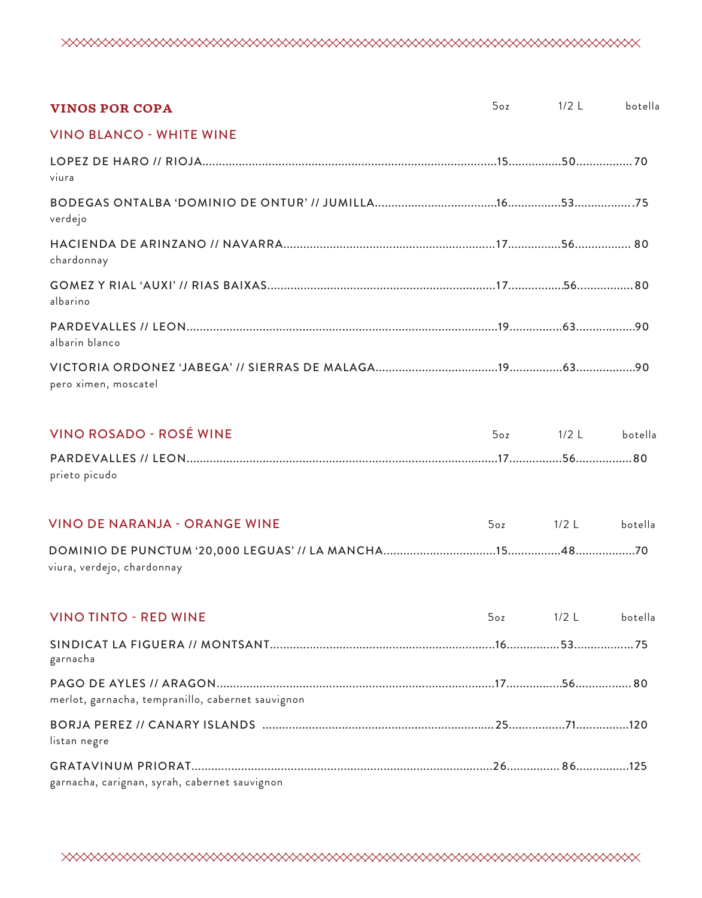## VINOS POR COPA

### VINO BLANCO - WHITE WINE

| | 5oz | 1/2 L | botella |
|---|---|---|---|
| LOPEZ DE HARO // RIOJA<br>viura | 15 | 50 | 70 |
| BODEGAS ONTALBA 'DOMINIO DE ONTUR' // JUMILLA<br>verdejo | 16 | 53 | 75 |
| HACIENDA DE ARINZANO // NAVARRA<br>chardonnay | 17 | 56 | 80 |
| GOMEZ Y RIAL 'AUXI' // RIAS BAIXAS<br>albarino | 17 | 56 | 80 |
| PARDEVALLES // LEON<br>albarin blanco | 19 | 63 | 90 |
| VICTORIA ORDONEZ 'JABEGA' // SIERRAS DE MALAGA<br>pero ximen, moscatel | 19 | 63 | 90 |

### VINO ROSADO - ROSÉ WINE

| | 5oz | 1/2 L | botella |
|---|---|---|---|
| PARDEVALLES // LEON<br>prieto picudo | 17 | 56 | 80 |

### VINO DE NARANJA - ORANGE WINE

| | 5oz | 1/2 L | botella |
|---|---|---|---|
| DOMINIO DE PUNCTUM '20,000 LEGUAS' // LA MANCHA<br>viura, verdejo, chardonnay | 15 | 48 | 70 |

### VINO TINTO - RED WINE

| | 5oz | 1/2 L | botella |
|---|---|---|---|
| SINDICAT LA FIGUERA // MONTSANT<br>garnacha | 16 | 53 | 75 |
| PAGO DE AYLES // ARAGON<br>merlot, garnacha, tempranillo, cabernet sauvignon | 17 | 56 | 80 |
| BORJA PEREZ // CANARY ISLANDS<br>listan negre | 25 | 71 | 120 |
| GRATAVINUM PRIORAT<br>garnacha, carignan, syrah, cabernet sauvignon | 26 | 86 | 125 |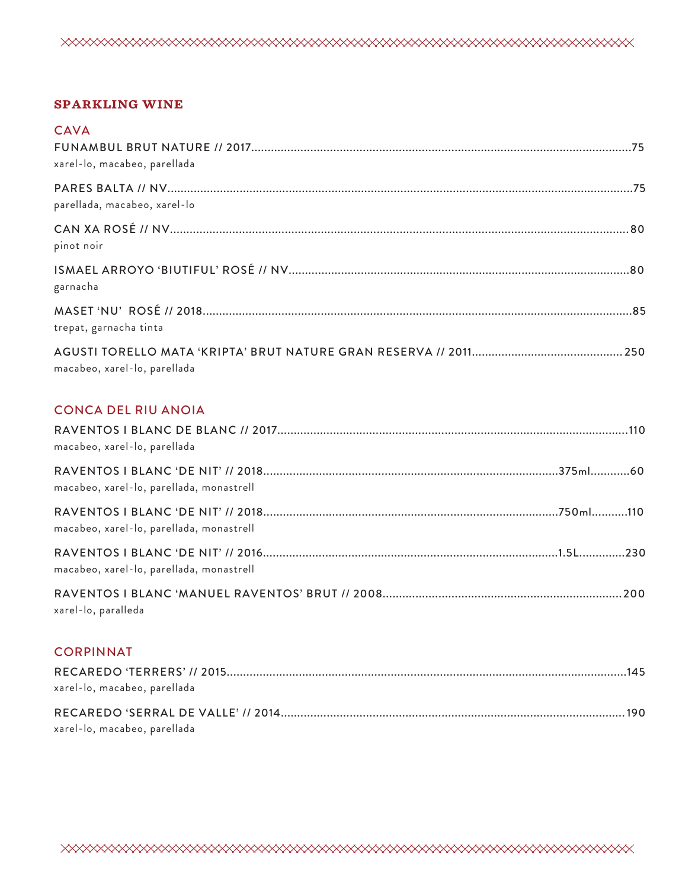## SPARKLING WINE

### CAVA

FUNAMBUL BRUT NATURE // 2017 .......... 75
xarel-lo, macabeo, parellada

PARES BALTA // NV .......... 75
parellada, macabeo, xarel-lo

CAN XA ROSÉ // NV .......... 80
pinot noir

ISMAEL ARROYO 'BIUTIFUL' ROSÉ // NV .......... 80
garnacha

MASET 'NU' ROSÉ // 2018 .......... 85
trepat, garnacha tinta

AGUSTI TORELLO MATA 'KRIPTA' BRUT NATURE GRAN RESERVA // 2011 .......... 250
macabeo, xarel-lo, parellada

### CONCA DEL RIU ANOIA

RAVENTOS I BLANC DE BLANC // 2017 .......... 110
macabeo, xarel-lo, parellada

RAVENTOS I BLANC 'DE NIT' // 2018 .......... 375ml .......... 60
macabeo, xarel-lo, parellada, monastrell

RAVENTOS I BLANC 'DE NIT' // 2018 .......... 750ml .......... 110
macabeo, xarel-lo, parellada, monastrell

RAVENTOS I BLANC 'DE NIT' // 2016 .......... 1.5L .......... 230
macabeo, xarel-lo, parellada, monastrell

RAVENTOS I BLANC 'MANUEL RAVENTOS' BRUT // 2008 .......... 200
xarel-lo, paralleda

### CORPINNAT

RECAREDO 'TERRERS' // 2015 .......... 145
xarel-lo, macabeo, parellada

RECAREDO 'SERRAL DE VALLE' // 2014 .......... 190
xarel-lo, macabeo, parellada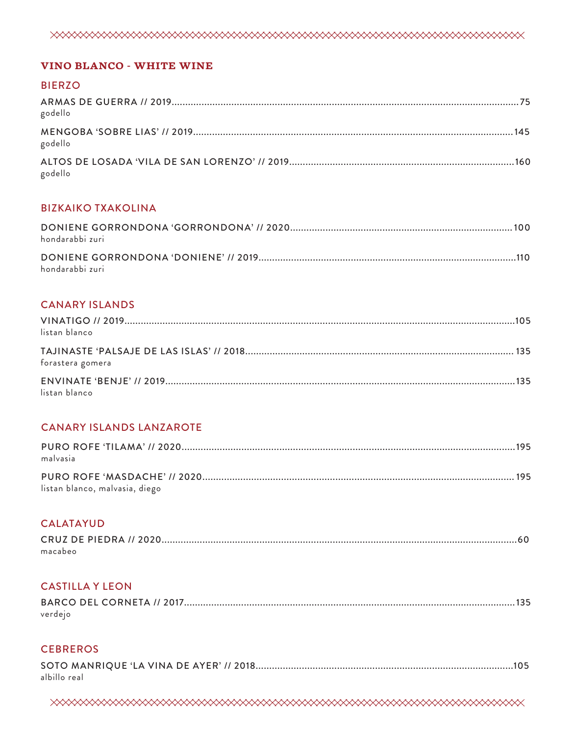## VINO BLANCO - WHITE WINE

### BIERZO

ARMAS DE GUERRA // 2019 .......... 75
godello

MENGOBA 'SOBRE LIAS' // 2019 .......... 145
godello

ALTOS DE LOSADA 'VILA DE SAN LORENZO' // 2019 .......... 160
godello

### BIZKAIKO TXAKOLINA

DONIENE GORRONDONA 'GORRONDONA' // 2020 .......... 100
hondarabbi zuri

DONIENE GORRONDONA 'DONIENE' // 2019 .......... 110
hondarabbi zuri

### CANARY ISLANDS

VINATIGO // 2019 .......... 105
listan blanco

TAJINASTE 'PALSAJE DE LAS ISLAS' // 2018 .......... 135
forastera gomera

ENVINATE 'BENJE' // 2019 .......... 135
listan blanco

### CANARY ISLANDS LANZAROTE

PURO ROFE 'TILAMA' // 2020 .......... 195
malvasia

PURO ROFE 'MASDACHE' // 2020 .......... 195
listan blanco, malvasia, diego

### CALATAYUD

CRUZ DE PIEDRA // 2020 .......... 60
macabeo

### CASTILLA Y LEON

BARCO DEL CORNETA // 2017 .......... 135
verdejo

### CEBREROS

SOTO MANRIQUE 'LA VINA DE AYER' // 2018 .......... 105
albillo real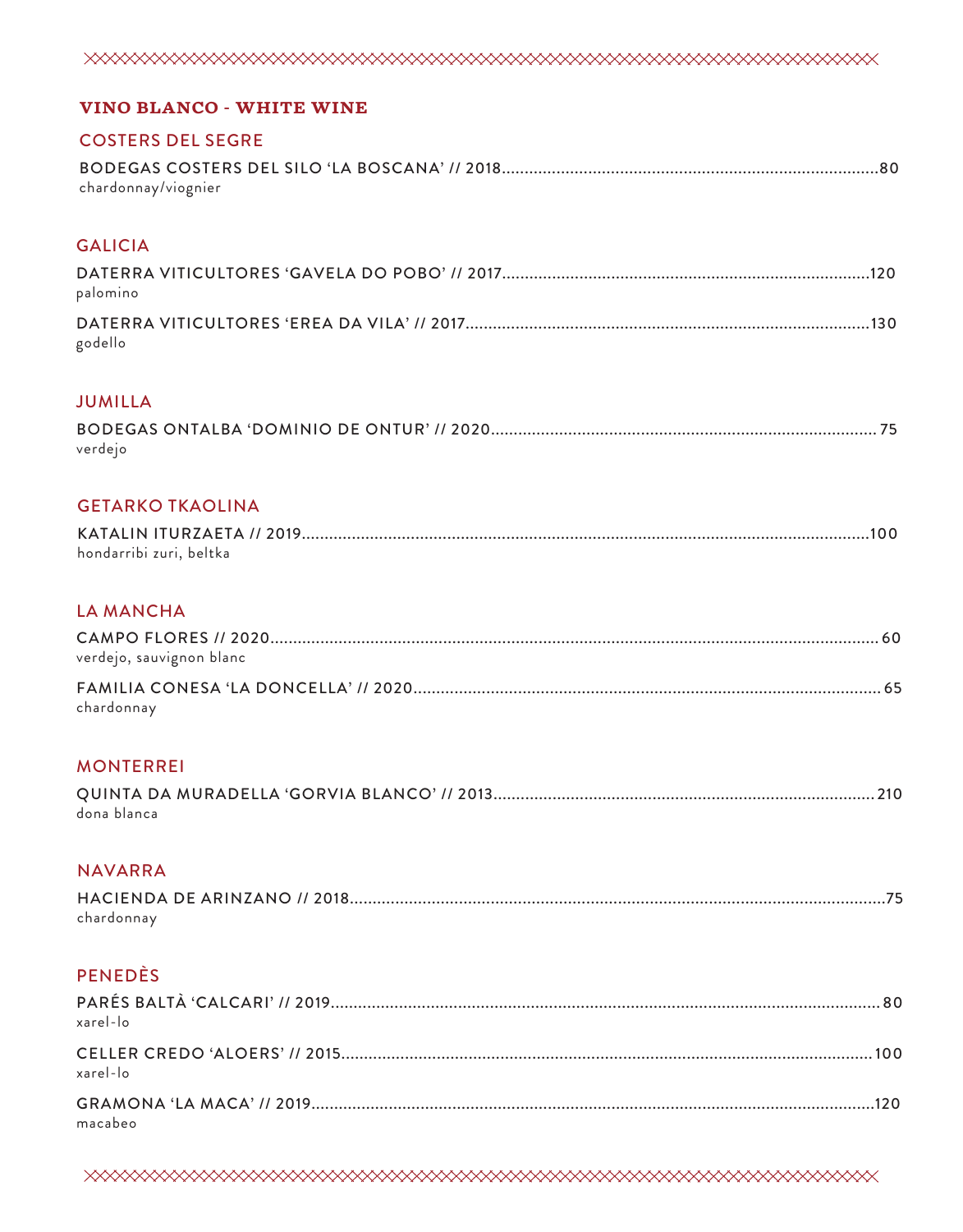## VINO BLANCO - WHITE WINE

### COSTERS DEL SEGRE

BODEGAS COSTERS DEL SILO 'LA BOSCANA' // 2018.................................................................................80
chardonnay/viognier

### GALICIA

DATERRA VITICULTORES 'GAVELA DO POBO' // 2017...............................................................................120
palomino

DATERRA VITICULTORES 'EREA DA VILA' // 2017.......................................................................................130
godello

### JUMILLA

BODEGAS ONTALBA 'DOMINIO DE ONTUR' // 2020................................................................................... 75
verdejo

### GETARKO TKAOLINA

KATALIN ITURZAETA // 2019...........................................................................................................................100
hondarribi zuri, beltka

### LA MANCHA

CAMPO FLORES // 2020.................................................................................................................................... 60
verdejo, sauvignon blanc

FAMILIA CONESA 'LA DONCELLA' // 2020..................................................................................................... 65
chardonnay

### MONTERREI

QUINTA DA MURADELLA 'GORVIA BLANCO' // 2013.................................................................................210
dona blanca

### NAVARRA

HACIENDA DE ARINZANO // 2018....................................................................................................................75
chardonnay

### PENEDÈS

PARÉS BALTÀ 'CALCARI' // 2019........................................................................................................................80
xarel-lo

CELLER CREDO 'ALOERS' // 2015....................................................................................................................100
xarel-lo

GRAMONA 'LA MACA' // 2019..........................................................................................................................120
macabeo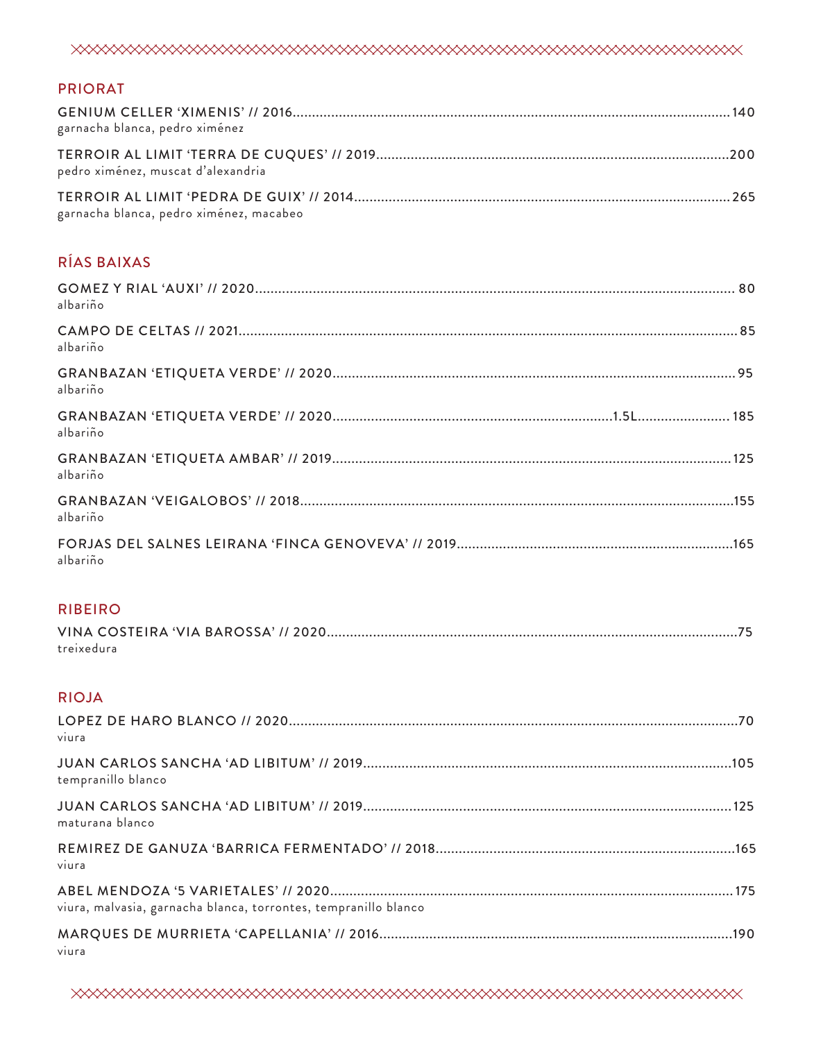## PRIORAT

GENIUM CELLER 'XIMENIS' // 2016 .......... 140
garnacha blanca, pedro ximénez

TERROIR AL LIMIT 'TERRA DE CUQUES' // 2019 .......... 200
pedro ximénez, muscat d'alexandria

TERROIR AL LIMIT 'PEDRA DE GUIX' // 2014 .......... 265
garnacha blanca, pedro ximénez, macabeo

## RÍAS BAIXAS

GOMEZ Y RIAL 'AUXI' // 2020 .......... 80
albariño

CAMPO DE CELTAS // 2021 .......... 85
albariño

GRANBAZAN 'ETIQUETA VERDE' // 2020 .......... 95
albariño

GRANBAZAN 'ETIQUETA VERDE' // 2020 .......... 1.5L .......... 185
albariño

GRANBAZAN 'ETIQUETA AMBAR' // 2019 .......... 125
albariño

GRANBAZAN 'VEIGALOBOS' // 2018 .......... 155
albariño

FORJAS DEL SALNES LEIRANA 'FINCA GENOVEVA' // 2019 .......... 165
albariño

## RIBEIRO

VINA COSTEIRA 'VIA BAROSSA' // 2020 .......... 75
treixedura

## RIOJA

LOPEZ DE HARO BLANCO // 2020 .......... 70
viura

JUAN CARLOS SANCHA 'AD LIBITUM' // 2019 .......... 105
tempranillo blanco

JUAN CARLOS SANCHA 'AD LIBITUM' // 2019 .......... 125
maturana blanco

REMIREZ DE GANUZA 'BARRICA FERMENTADO' // 2018 .......... 165
viura

ABEL MENDOZA '5 VARIETALES' // 2020 .......... 175
viura, malvasia, garnacha blanca, torrontes, tempranillo blanco

MARQUES DE MURRIETA 'CAPELLANIA' // 2016 .......... 190
viura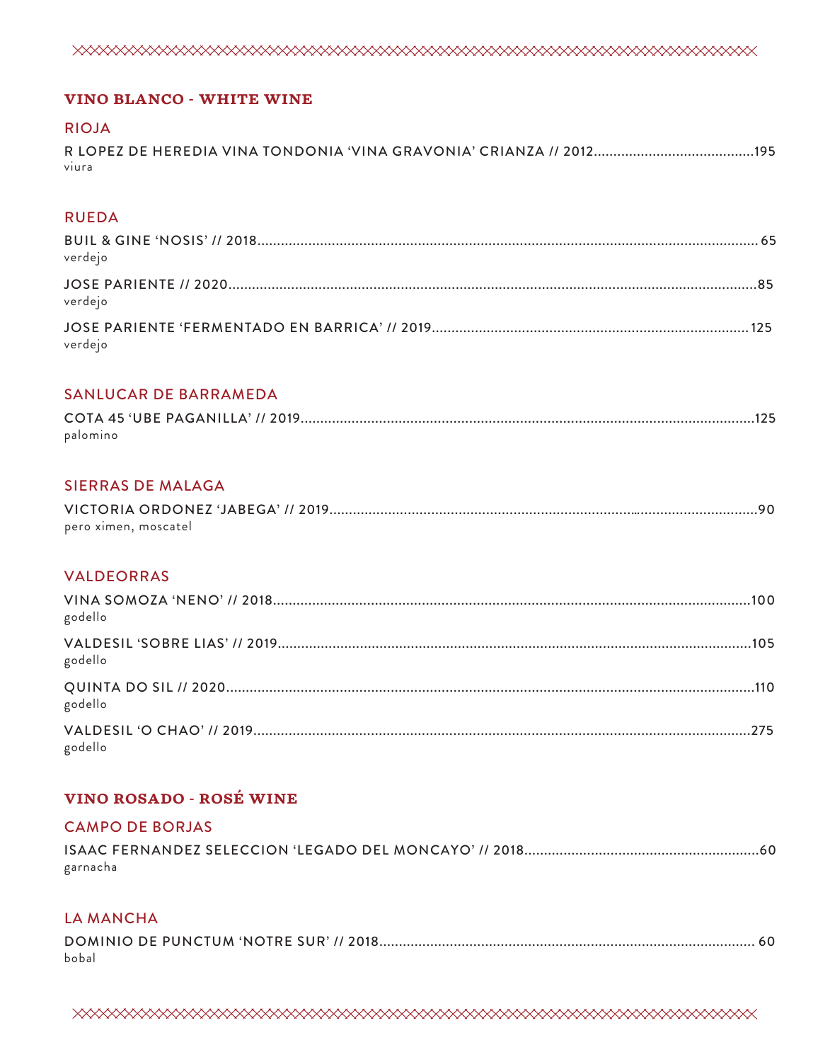## VINO BLANCO - WHITE WINE

### RIOJA

R LOPEZ DE HEREDIA VINA TONDONIA 'VINA GRAVONIA' CRIANZA // 2012.........................................195
viura

### RUEDA

BUIL & GINE 'NOSIS' // 2018........................................................................................................................ 65
verdejo

JOSE PARIENTE // 2020..............................................................................................................................85
verdejo

JOSE PARIENTE 'FERMENTADO EN BARRICA' // 2019................................................................................ 125
verdejo

### SANLUCAR DE BARRAMEDA

COTA 45 'UBE PAGANILLA' // 2019...............................................................................................................125
palomino

### SIERRAS DE MALAGA

VICTORIA ORDONEZ 'JABEGA' // 2019.............................................................................................................90
pero ximen, moscatel

### VALDEORRAS

VINA SOMOZA 'NENO' // 2018.........................................................................................................................100
godello

VALDESIL 'SOBRE LIAS' // 2019.......................................................................................................................105
godello

QUINTA DO SIL // 2020.......................................................................................................................................110
godello

VALDESIL 'O CHAO' // 2019...............................................................................................................................275
godello

## VINO ROSADO - ROSÉ WINE

### CAMPO DE BORJAS

ISAAC FERNANDEZ SELECCION 'LEGADO DEL MONCAYO' // 2018...........................................................60
garnacha

### LA MANCHA

DOMINIO DE PUNCTUM 'NOTRE SUR' // 2018............................................................................................... 60
bobal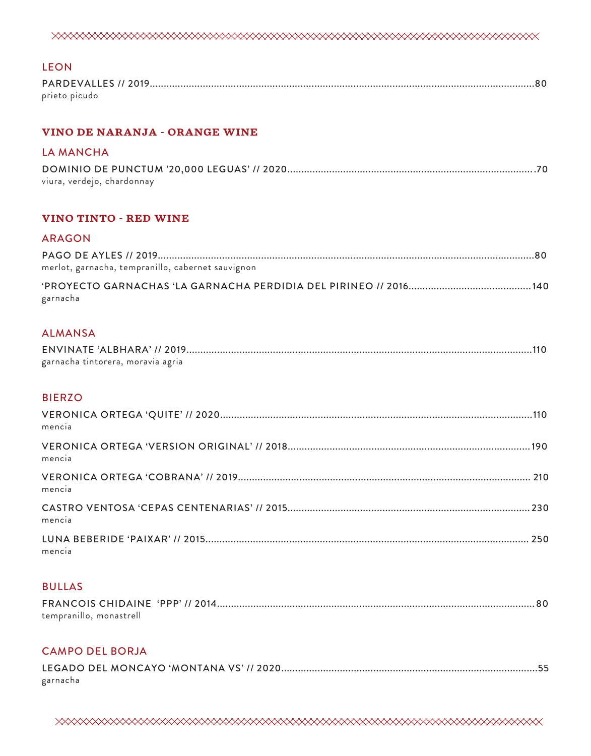### LEON

PARDEVALLES // 2019........................................................................................................................................80
prieto picudo

## VINO DE NARANJA - ORANGE WINE

### LA MANCHA

DOMINIO DE PUNCTUM '20,000 LEGUAS' // 2020.......................................................................................70
viura, verdejo, chardonnay

## VINO TINTO - RED WINE

### ARAGON

PAGO DE AYLES // 2019.....................................................................................................................................80
merlot, garnacha, tempranillo, cabernet sauvignon

'PROYECTO GARNACHAS 'LA GARNACHA PERDIDIA DEL PIRINEO // 2016...........................................140
garnacha

### ALMANSA

ENVINATE 'ALBHARA' // 2019..........................................................................................................................110
garnacha tintorera, moravia agria

### BIERZO

VERONICA ORTEGA 'QUITE' // 2020..............................................................................................................110
mencia

VERONICA ORTEGA 'VERSION ORIGINAL' // 2018.....................................................................................190
mencia

VERONICA ORTEGA 'COBRANA' // 2019........................................................................................................ 210
mencia

CASTRO VENTOSA 'CEPAS CENTENARIAS' // 2015.....................................................................................230
mencia

LUNA BEBERIDE 'PAIXAR' // 2015.................................................................................................................. 250
mencia

### BULLAS

FRANCOIS CHIDAINE 'PPP' // 2014.................................................................................................................80
tempranillo, monastrell

### CAMPO DEL BORJA

LEGADO DEL MONCAYO 'MONTANA VS' // 2020...........................................................................................55
garnacha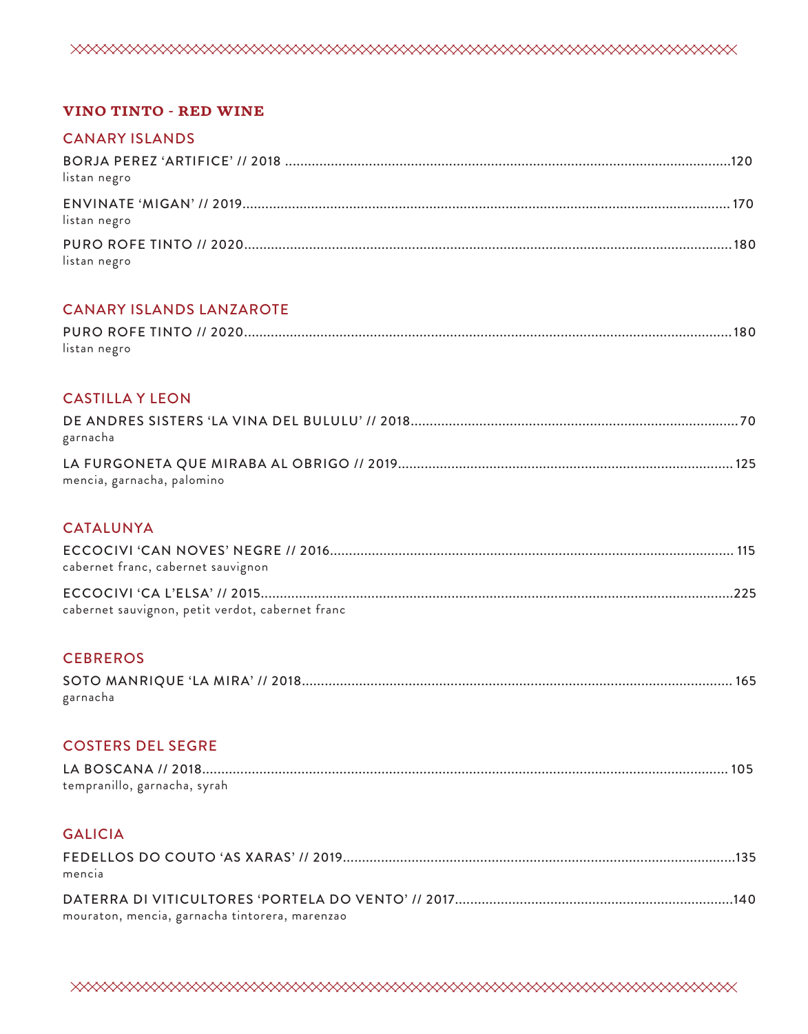## VINO TINTO - RED WINE

### CANARY ISLANDS

BORJA PEREZ ‘ARTIFICE’ // 2018 ........................................ 120
listan negro

ENVINATE ‘MIGAN’ // 2019 ........................................ 170
listan negro

PURO ROFE TINTO // 2020 ........................................ 180
listan negro

### CANARY ISLANDS LANZAROTE

PURO ROFE TINTO // 2020 ........................................ 180
listan negro

### CASTILLA Y LEON

DE ANDRES SISTERS ‘LA VINA DEL BULULU’ // 2018 ........................................ 70
garnacha

LA FURGONETA QUE MIRABA AL OBRIGO // 2019 ........................................ 125
mencia, garnacha, palomino

### CATALUNYA

ECCOCIVI ‘CAN NOVES’ NEGRE // 2016 ........................................ 115
cabernet franc, cabernet sauvignon

ECCOCIVI ‘CA L’ELSA’ // 2015 ........................................ 225
cabernet sauvignon, petit verdot, cabernet franc

### CEBREROS

SOTO MANRIQUE ‘LA MIRA’ // 2018 ........................................ 165
garnacha

### COSTERS DEL SEGRE

LA BOSCANA // 2018 ........................................ 105
tempranillo, garnacha, syrah

### GALICIA

FEDELLOS DO COUTO ‘AS XARAS’ // 2019 ........................................ 135
mencia

DATERRA DI VITICULTORES ‘PORTELA DO VENTO’ // 2017 ........................................ 140
mouraton, mencia, garnacha tintorera, marenzao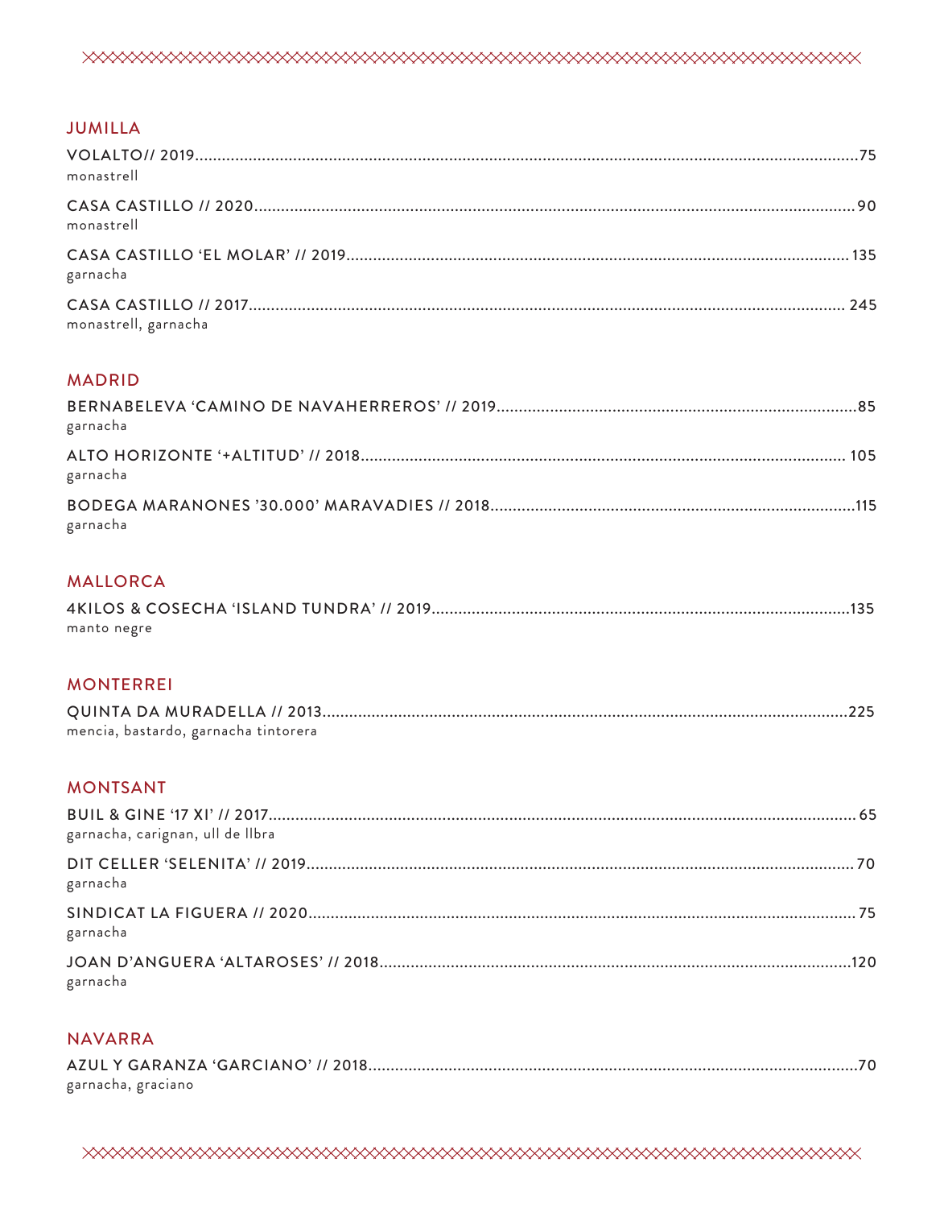## JUMILLA

VOLALTO// 2019....75
monastrell

CASA CASTILLO // 2020....90
monastrell

CASA CASTILLO 'EL MOLAR' // 2019....135
garnacha

CASA CASTILLO // 2017....245
monastrell, garnacha

## MADRID

BERNABELEVA 'CAMINO DE NAVAHERREROS' // 2019....85
garnacha

ALTO HORIZONTE '+ALTITUD' // 2018....105
garnacha

BODEGA MARANONES '30.000' MARAVADIES // 2018....115
garnacha

## MALLORCA

4KILOS & COSECHA 'ISLAND TUNDRA' // 2019....135
manto negre

## MONTERREI

QUINTA DA MURADELLA // 2013....225
mencia, bastardo, garnacha tintorera

## MONTSANT

BUIL & GINE '17 XI' // 2017....65
garnacha, carignan, ull de llbra

DIT CELLER 'SELENITA' // 2019....70
garnacha

SINDICAT LA FIGUERA // 2020....75
garnacha

JOAN D'ANGUERA 'ALTAROSES' // 2018....120
garnacha

## NAVARRA

AZUL Y GARANZA 'GARCIANO' // 2018....70
garnacha, graciano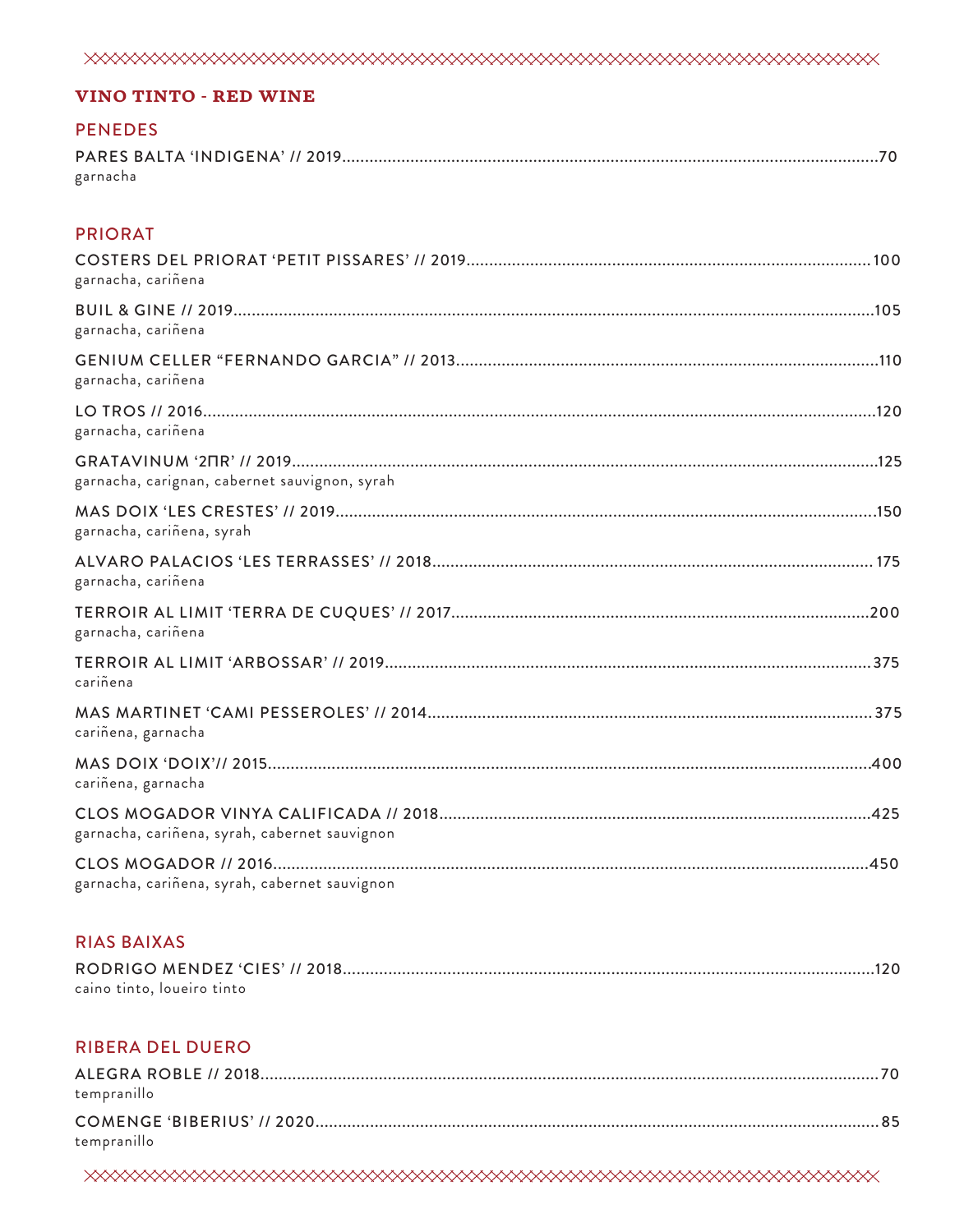## VINO TINTO - RED WINE

### PENEDES

PARES BALTA 'INDIGENA' // 2019......70
garnacha

### PRIORAT

COSTERS DEL PRIORAT 'PETIT PISSARES' // 2019......100
garnacha, cariñena

BUIL & GINE // 2019......105
garnacha, cariñena

GENIUM CELLER "FERNANDO GARCIA" // 2013......110
garnacha, cariñena

LO TROS // 2016......120
garnacha, cariñena

GRATAVINUM '2ΠR' // 2019......125
garnacha, carignan, cabernet sauvignon, syrah

MAS DOIX 'LES CRESTES' // 2019......150
garnacha, cariñena, syrah

ALVARO PALACIOS 'LES TERRASSES' // 2018......175
garnacha, cariñena

TERROIR AL LIMIT 'TERRA DE CUQUES' // 2017......200
garnacha, cariñena

TERROIR AL LIMIT 'ARBOSSAR' // 2019......375
cariñena

MAS MARTINET 'CAMI PESSEROLES' // 2014......375
cariñena, garnacha

MAS DOIX 'DOIX'// 2015......400
cariñena, garnacha

CLOS MOGADOR VINYA CALIFICADA // 2018......425
garnacha, cariñena, syrah, cabernet sauvignon

CLOS MOGADOR // 2016......450
garnacha, cariñena, syrah, cabernet sauvignon

### RIAS BAIXAS

RODRIGO MENDEZ 'CIES' // 2018......120
caino tinto, loueiro tinto

### RIBERA DEL DUERO

ALEGRA ROBLE // 2018......70
tempranillo

COMENGE 'BIBERIUS' // 2020......85
tempranillo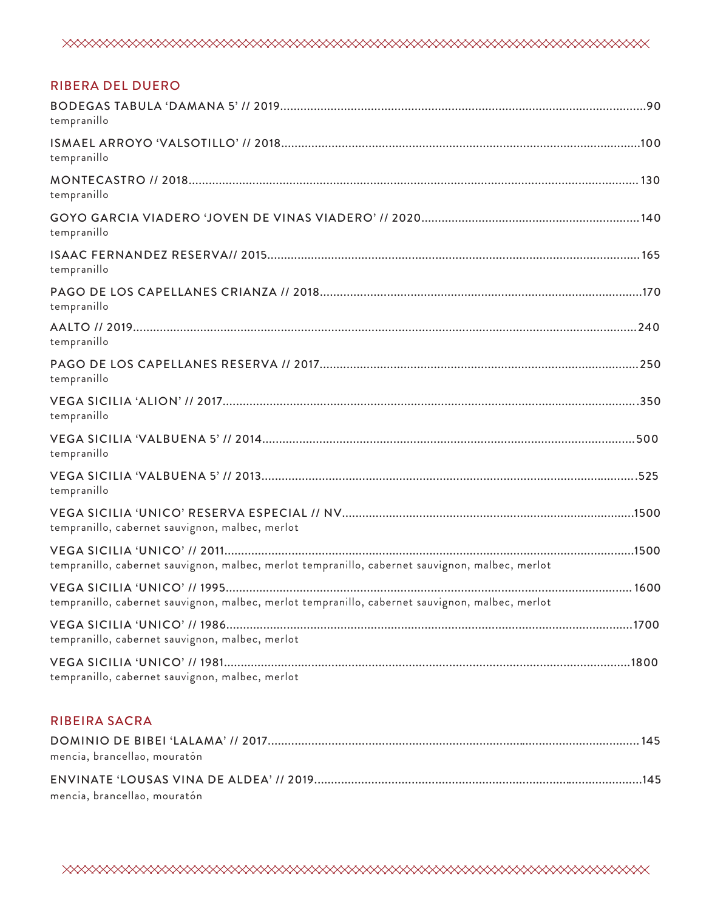## RIBERA DEL DUERO

BODEGAS TABULA 'DAMANA 5' // 2019............................................................................................................90
tempranillo

ISMAEL ARROYO 'VALSOTILLO' // 2018.........................................................................................................100
tempranillo

MONTECASTRO // 2018.................................................................................................................................... 130
tempranillo

GOYO GARCIA VIADERO 'JOVEN DE VINAS VIADERO' // 2020................................................................140
tempranillo

ISAAC FERNANDEZ RESERVA// 2015.............................................................................................................. 165
tempranillo

PAGO DE LOS CAPELLANES CRIANZA // 2018................................................................................................170
tempranillo

AALTO // 2019...................................................................................................................................................240
tempranillo

PAGO DE LOS CAPELLANES RESERVA // 2017..............................................................................................250
tempranillo

VEGA SICILIA 'ALION' // 2017..........................................................................................................................350
tempranillo

VEGA SICILIA 'VALBUENA 5' // 2014...............................................................................................................500
tempranillo

VEGA SICILIA 'VALBUENA 5' // 2013...............................................................................................................525
tempranillo

VEGA SICILIA 'UNICO' RESERVA ESPECIAL // NV......................................................................................1500
tempranillo, cabernet sauvignon, malbec, merlot

VEGA SICILIA 'UNICO' // 2011.........................................................................................................................1500
tempranillo, cabernet sauvignon, malbec, merlot tempranillo, cabernet sauvignon, malbec, merlot

VEGA SICILIA 'UNICO' // 1995........................................................................................................................ 1600
tempranillo, cabernet sauvignon, malbec, merlot tempranillo, cabernet sauvignon, malbec, merlot

VEGA SICILIA 'UNICO' // 1986........................................................................................................................1700
tempranillo, cabernet sauvignon, malbec, merlot

VEGA SICILIA 'UNICO' // 1981........................................................................................................................1800
tempranillo, cabernet sauvignon, malbec, merlot

## RIBEIRA SACRA

DOMINIO DE BIBEI 'LALAMA' // 2017.............................................................................................................. 145
mencia, brancellao, mouratón

ENVINATE 'LOUSAS VINA DE ALDEA' // 2019..................................................................................................145
mencia, brancellao, mouratón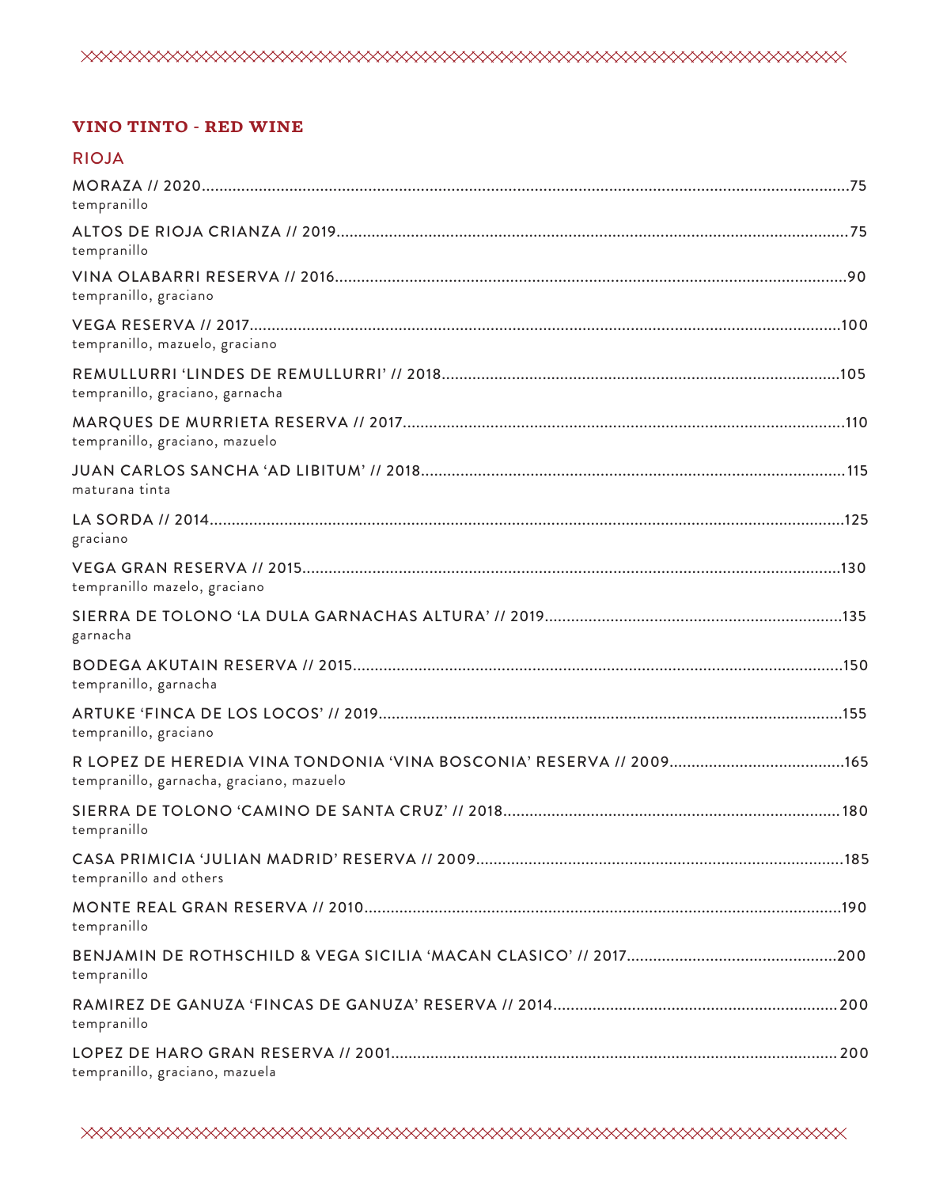## VINO TINTO - RED WINE

### RIOJA

MORAZA // 2020 ... 75
tempranillo

ALTOS DE RIOJA CRIANZA // 2019 ... 75
tempranillo

VINA OLABARRI RESERVA // 2016 ... 90
tempranillo, graciano

VEGA RESERVA // 2017 ... 100
tempranillo, mazuelo, graciano

REMULLURRI 'LINDES DE REMULLURRI' // 2018 ... 105
tempranillo, graciano, garnacha

MARQUES DE MURRIETA RESERVA // 2017 ... 110
tempranillo, graciano, mazuelo

JUAN CARLOS SANCHA 'AD LIBITUM' // 2018 ... 115
maturana tinta

LA SORDA // 2014 ... 125
graciano

VEGA GRAN RESERVA // 2015 ... 130
tempranillo mazelo, graciano

SIERRA DE TOLONO 'LA DULA GARNACHAS ALTURA' // 2019 ... 135
garnacha

BODEGA AKUTAIN RESERVA // 2015 ... 150
tempranillo, garnacha

ARTUKE 'FINCA DE LOS LOCOS' // 2019 ... 155
tempranillo, graciano

R LOPEZ DE HEREDIA VINA TONDONIA 'VINA BOSCONIA' RESERVA // 2009 ... 165
tempranillo, garnacha, graciano, mazuelo

SIERRA DE TOLONO 'CAMINO DE SANTA CRUZ' // 2018 ... 180
tempranillo

CASA PRIMICIA 'JULIAN MADRID' RESERVA // 2009 ... 185
tempranillo and others

MONTE REAL GRAN RESERVA // 2010 ... 190
tempranillo

BENJAMIN DE ROTHSCHILD & VEGA SICILIA 'MACAN CLASICO' // 2017 ... 200
tempranillo

RAMIREZ DE GANUZA 'FINCAS DE GANUZA' RESERVA // 2014 ... 200
tempranillo

LOPEZ DE HARO GRAN RESERVA // 2001 ... 200
tempranillo, graciano, mazuela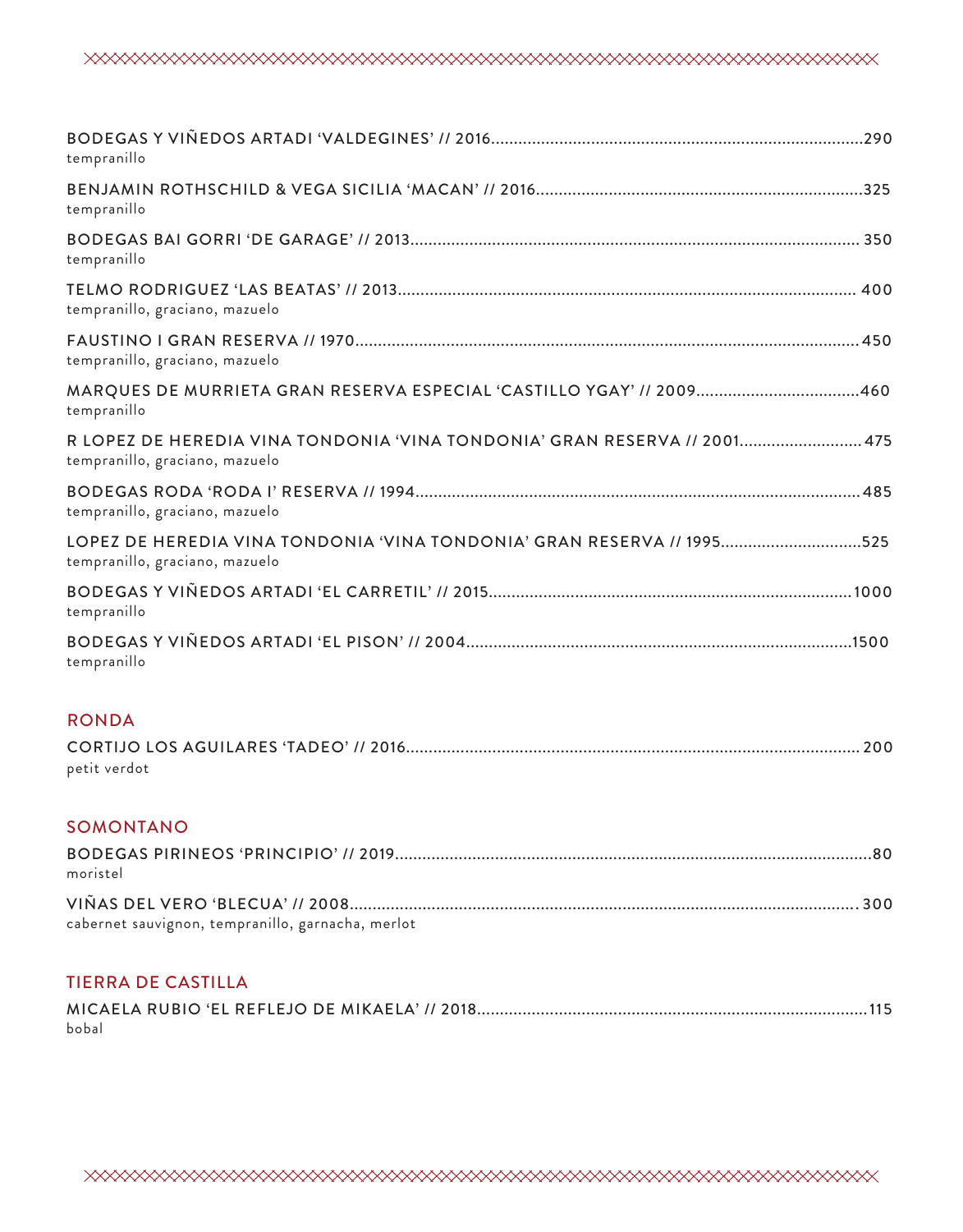BODEGAS Y VIÑEDOS ARTADI 'VALDEGINES' // 2016 .......... 290
tempranillo

BENJAMIN ROTHSCHILD & VEGA SICILIA 'MACAN' // 2016 .......... 325
tempranillo

BODEGAS BAI GORRI 'DE GARAGE' // 2013 .......... 350
tempranillo

TELMO RODRIGUEZ 'LAS BEATAS' // 2013 .......... 400
tempranillo, graciano, mazuelo

FAUSTINO I GRAN RESERVA // 1970 .......... 450
tempranillo, graciano, mazuelo

MARQUES DE MURRIETA GRAN RESERVA ESPECIAL 'CASTILLO YGAY' // 2009 .......... 460
tempranillo

R LOPEZ DE HEREDIA VINA TONDONIA 'VINA TONDONIA' GRAN RESERVA // 2001 .......... 475
tempranillo, graciano, mazuelo

BODEGAS RODA 'RODA I' RESERVA // 1994 .......... 485
tempranillo, graciano, mazuelo

LOPEZ DE HEREDIA VINA TONDONIA 'VINA TONDONIA' GRAN RESERVA // 1995 .......... 525
tempranillo, graciano, mazuelo

BODEGAS Y VIÑEDOS ARTADI 'EL CARRETIL' // 2015 .......... 1000
tempranillo

BODEGAS Y VIÑEDOS ARTADI 'EL PISON' // 2004 .......... 1500
tempranillo

## RONDA

CORTIJO LOS AGUILARES 'TADEO' // 2016 .......... 200
petit verdot

## SOMONTANO

BODEGAS PIRINEOS 'PRINCIPIO' // 2019 .......... 80
moristel

VIÑAS DEL VERO 'BLECUA' // 2008 .......... 300
cabernet sauvignon, tempranillo, garnacha, merlot

## TIERRA DE CASTILLA

MICAELA RUBIO 'EL REFLEJO DE MIKAELA' // 2018 .......... 115
bobal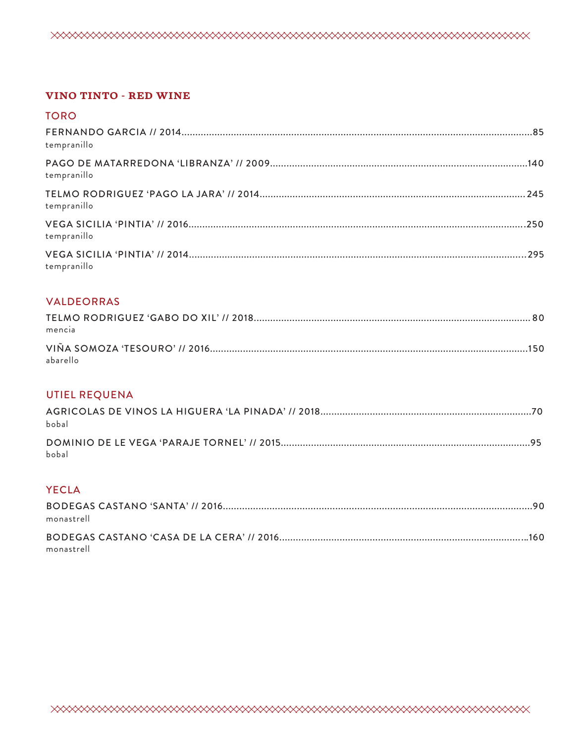## VINO TINTO - RED WINE

### TORO

FERNANDO GARCIA // 2014.....85
tempranillo

PAGO DE MATARREDONA 'LIBRANZA' // 2009.....140
tempranillo

TELMO RODRIGUEZ 'PAGO LA JARA' // 2014.....245
tempranillo

VEGA SICILIA 'PINTIA' // 2016.....250
tempranillo

VEGA SICILIA 'PINTIA' // 2014.....295
tempranillo

### VALDEORRAS

TELMO RODRIGUEZ 'GABO DO XIL' // 2018.....80
mencia

VIÑA SOMOZA 'TESOURO' // 2016.....150
abarello

### UTIEL REQUENA

AGRICOLAS DE VINOS LA HIGUERA 'LA PINADA' // 2018.....70
bobal

DOMINIO DE LE VEGA 'PARAJE TORNEL' // 2015.....95
bobal

### YECLA

BODEGAS CASTANO 'SANTA' // 2016.....90
monastrell

BODEGAS CASTANO 'CASA DE LA CERA' // 2016.....160
monastrell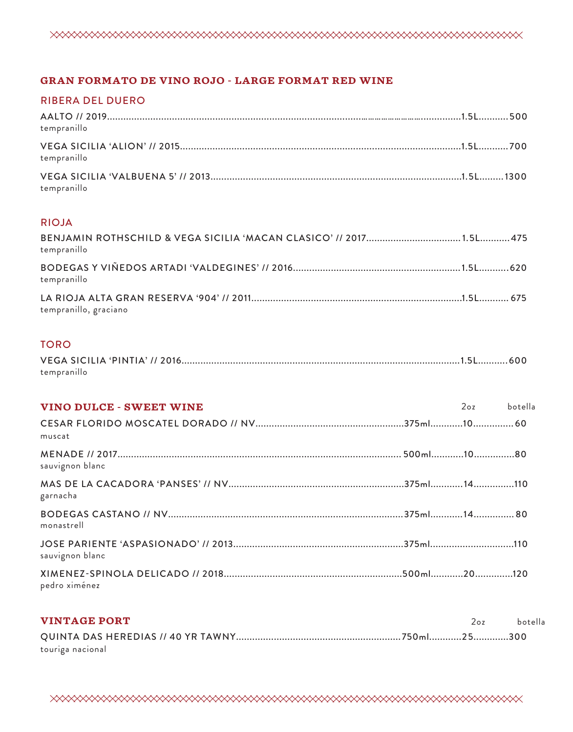## GRAN FORMATO DE VINO ROJO - LARGE FORMAT RED WINE

### RIBERA DEL DUERO

AALTO // 2019..........1.5L..........500
tempranillo

VEGA SICILIA 'ALION' // 2015..........1.5L..........700
tempranillo

VEGA SICILIA 'VALBUENA 5' // 2013..........1.5L..........1300
tempranillo

### RIOJA

BENJAMIN ROTHSCHILD & VEGA SICILIA 'MACAN CLASICO' // 2017..........1.5L..........475
tempranillo

BODEGAS Y VIÑEDOS ARTADI 'VALDEGINES' // 2016..........1.5L..........620
tempranillo

LA RIOJA ALTA GRAN RESERVA '904' // 2011..........1.5L..........675
tempranillo, graciano

### TORO

VEGA SICILIA 'PINTIA' // 2016..........1.5L..........600
tempranillo

## VINO DULCE - SWEET WINE

| | | 2oz | botella |
|---|---|---|---|
| CESAR FLORIDO MOSCATEL DORADO // NV<br>muscat | 375ml | 10 | 60 |
| MENADE // 2017<br>sauvignon blanc | 500ml | 10 | 80 |
| MAS DE LA CACADORA 'PANSES' // NV<br>garnacha | 375ml | 14 | 110 |
| BODEGAS CASTANO // NV<br>monastrell | 375ml | 14 | 80 |
| JOSE PARIENTE 'ASPASIONADO' // 2013<br>sauvignon blanc | 375ml | | 110 |
| XIMENEZ-SPINOLA DELICADO // 2018<br>pedro ximénez | 500ml | 20 | 120 |

## VINTAGE PORT

| | | 2oz | botella |
|---|---|---|---|
| QUINTA DAS HEREDIAS // 40 YR TAWNY<br>touriga nacional | 750ml | 25 | 300 |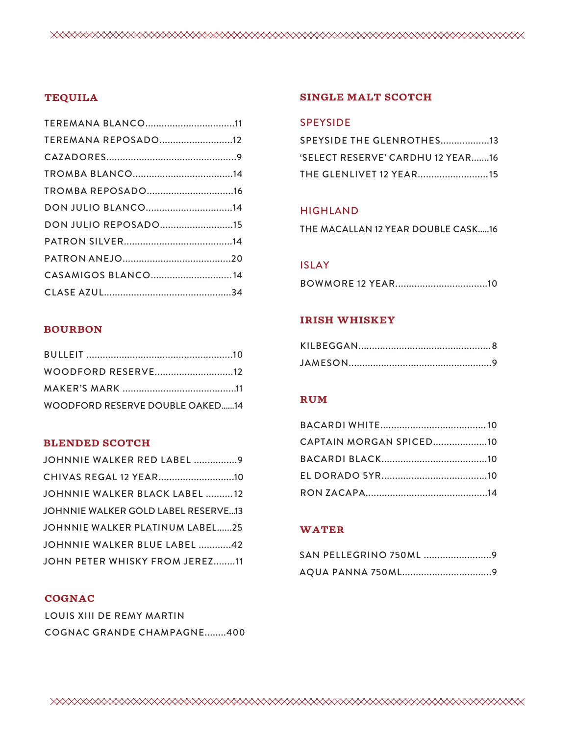## TEQUILA

TEREMANA BLANCO..........11
TEREMANA REPOSADO..........12
CAZADORES..........9
TROMBA BLANCO..........14
TROMBA REPOSADO..........16
DON JULIO BLANCO..........14
DON JULIO REPOSADO..........15
PATRON SILVER..........14
PATRON ANEJO..........20
CASAMIGOS BLANCO..........14
CLASE AZUL..........34

## BOURBON

BULLEIT..........10
WOODFORD RESERVE..........12
MAKER'S MARK..........11
WOODFORD RESERVE DOUBLE OAKED..........14

## BLENDED SCOTCH

JOHNNIE WALKER RED LABEL..........9
CHIVAS REGAL 12 YEAR..........10
JOHNNIE WALKER BLACK LABEL..........12
JOHNNIE WALKER GOLD LABEL RESERVE..........13
JOHNNIE WALKER PLATINUM LABEL..........25
JOHNNIE WALKER BLUE LABEL..........42
JOHN PETER WHISKY FROM JEREZ..........11

## COGNAC

LOUIS XIII DE REMY MARTIN
COGNAC GRANDE CHAMPAGNE..........400

## SINGLE MALT SCOTCH

### SPEYSIDE

SPEYSIDE THE GLENROTHES..........13
'SELECT RESERVE' CARDHU 12 YEAR..........16
THE GLENLIVET 12 YEAR..........15

### HIGHLAND

THE MACALLAN 12 YEAR DOUBLE CASK..........16

### ISLAY

BOWMORE 12 YEAR..........10

## IRISH WHISKEY

KILBEGGAN..........8
JAMESON..........9

## RUM

BACARDI WHITE..........10
CAPTAIN MORGAN SPICED..........10
BACARDI BLACK..........10
EL DORADO 5YR..........10
RON ZACAPA..........14

## WATER

SAN PELLEGRINO 750ML..........9
AQUA PANNA 750ML..........9